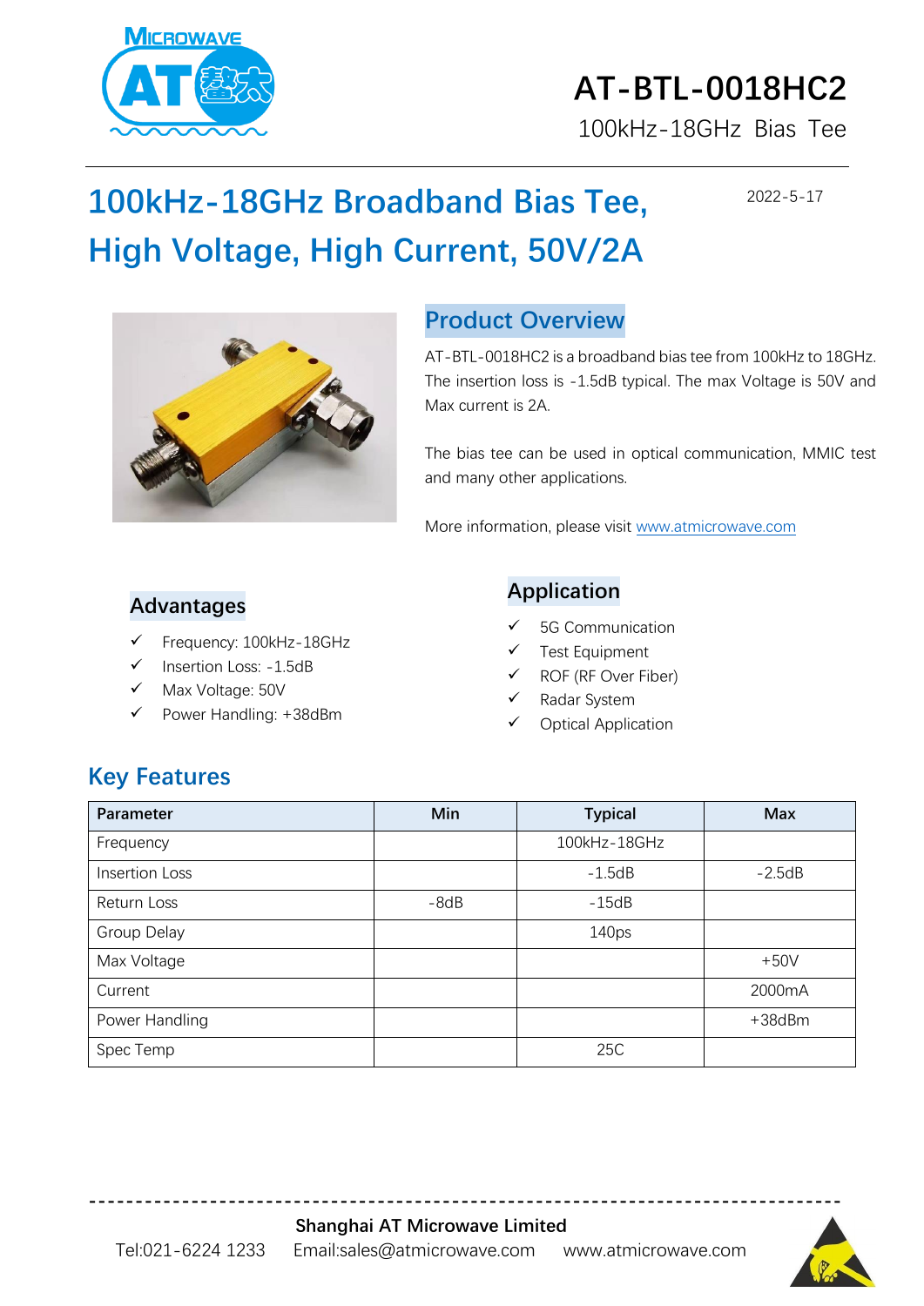# AT-BTL-0018HC2

100kHz-18GHz Bias Tee

## 100kHz-18GHz Broadband Bias Tee, High Voltage, High Current, 50V/2A

2022-5-17

## Product Overview

AT-BTL-0018HC2 is a broadband bias tee from 100kHz to 18GHz. The insertion loss is -1.5dB typical. The max Voltage is 50V and Max current is 2A.

The bias tee can be used in optical communication, MMIC test and many other applications.

More information, please visit [www.atmicrowave.com](www.atmicrowave.com)

## Advantages

- ✓ Frequency: 100kHz-18GHz
- ✓ Insertion Loss: -1.5dB
- ✓ Max Voltage: 50V
- ✓ Power Handling: +38dBm

## Application

- ✓ 5G Communication
- ✓ Test Equipment
- ✓ ROF (RF Over Fiber)
- ✓ Radar System
- ✓ Optical Application

## Key Features

| Parameter | Min | Typical | Max |
|---|---|---|---|
| Frequency | | 100kHz-18GHz | |
| Insertion Loss | | -1.5dB | -2.5dB |
| Return Loss | -8dB | -15dB | |
| Group Delay | | 140ps | |
| Max Voltage | | | +50V |
| Current | | | 2000mA |
| Power Handling | | | +38dBm |
| Spec Temp | | 25C | |

**Shanghai AT Microwave Limited**

Tel:021-6224 1233 Email:sales@atmicrowave.com www.atmicrowave.com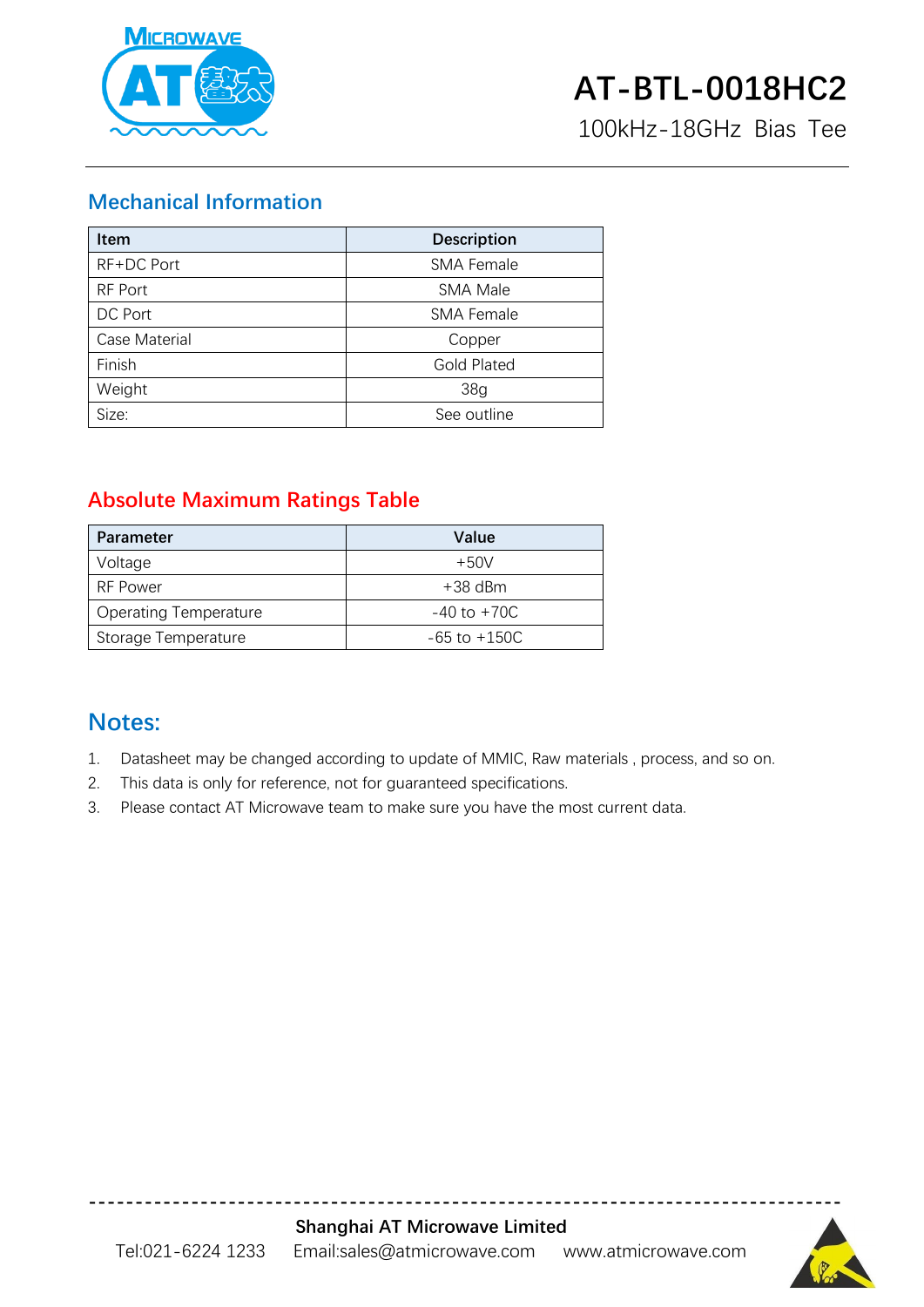# AT-BTL-0018HC2

100kHz-18GHz Bias Tee

## Mechanical Information

| Item | Description |
|---|---|
| RF+DC Port | SMA Female |
| RF Port | SMA Male |
| DC Port | SMA Female |
| Case Material | Copper |
| Finish | Gold Plated |
| Weight | 38g |
| Size: | See outline |

## Absolute Maximum Ratings Table

| Parameter | Value |
|---|---|
| Voltage | +50V |
| RF Power | +38 dBm |
| Operating Temperature | -40 to +70C |
| Storage Temperature | -65 to +150C |

## Notes:

1. Datasheet may be changed according to update of MMIC, Raw materials , process, and so on.
2. This data is only for reference, not for guaranteed specifications.
3. Please contact AT Microwave team to make sure you have the most current data.

**Shanghai AT Microwave Limited**

Tel:021-6224 1233 Email:sales@atmicrowave.com www.atmicrowave.com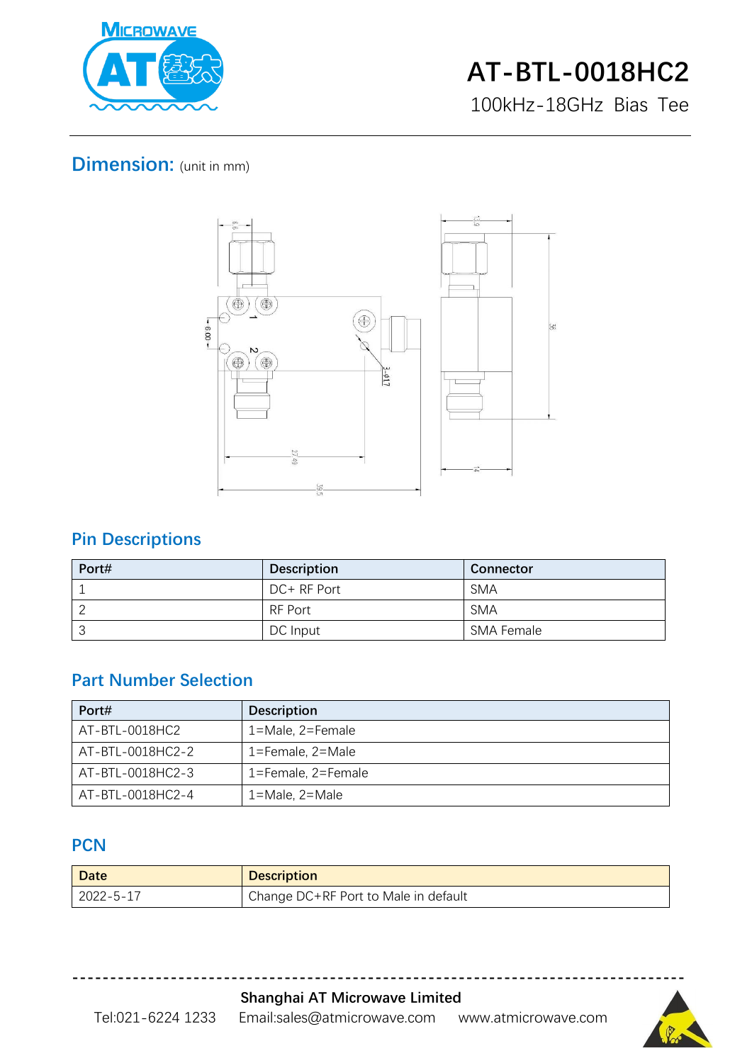# AT-BTL-0018HC2

100kHz-18GHz Bias Tee

## Dimension: (unit in mm)

6.6

12.9

6.00

1

2

3-φ17

56

27.49

39.5

14

## Pin Descriptions

| Port# | Description | Connector |
|---|---|---|
| 1 | DC+ RF Port | SMA |
| 2 | RF Port | SMA |
| 3 | DC Input | SMA Female |

## Part Number Selection

| Port# | Description |
|---|---|
| AT-BTL-0018HC2 | 1=Male, 2=Female |
| AT-BTL-0018HC2-2 | 1=Female, 2=Male |
| AT-BTL-0018HC2-3 | 1=Female, 2=Female |
| AT-BTL-0018HC2-4 | 1=Male, 2=Male |

## PCN

| Date | Description |
|---|---|
| 2022-5-17 | Change DC+RF Port to Male in default |

**Shanghai AT Microwave Limited**

Tel:021-6224 1233    Email:sales@atmicrowave.com    www.atmicrowave.com